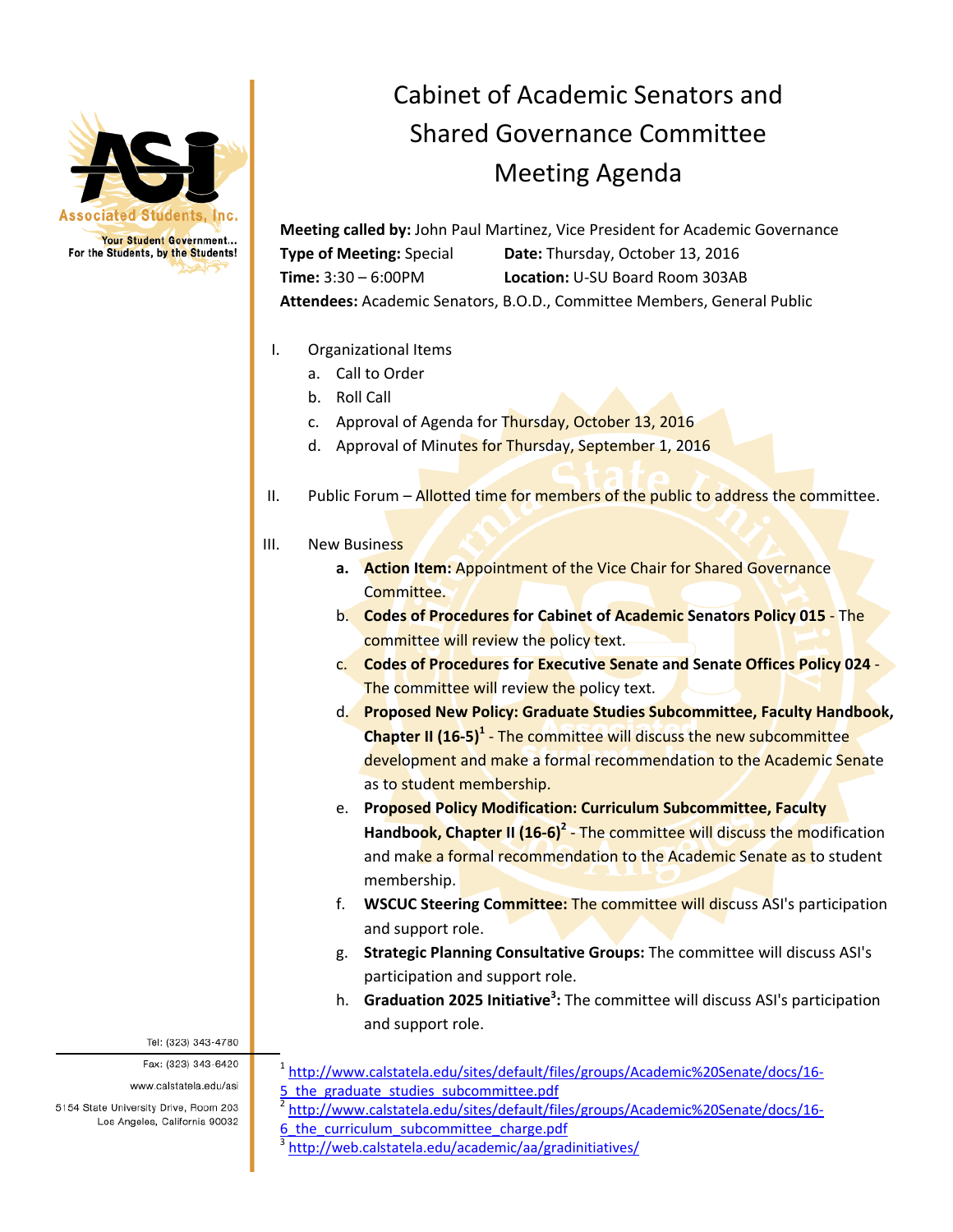Associated Students, Inc.

Your Student Government... For the Students, by the Students!

# Cabinet of Academic Senators and Shared Governance Committee Meeting Agenda

**Meeting called by:** John Paul Martinez, Vice President for Academic Governance
**Type of Meeting:** Special **Date:** Thursday, October 13, 2016
**Time:** 3:30 – 6:00PM **Location:** U-SU Board Room 303AB
**Attendees:** Academic Senators, B.O.D., Committee Members, General Public

I. Organizational Items
   a. Call to Order
   b. Roll Call
   c. Approval of Agenda for Thursday, October 13, 2016
   d. Approval of Minutes for Thursday, September 1, 2016

II. Public Forum – Allotted time for members of the public to address the committee.

III. New Business
   **a. Action Item:** Appointment of the Vice Chair for Shared Governance Committee.
   b. **Codes of Procedures for Cabinet of Academic Senators Policy 015** - The committee will review the policy text.
   c. **Codes of Procedures for Executive Senate and Senate Offices Policy 024** - The committee will review the policy text.
   d. **Proposed New Policy: Graduate Studies Subcommittee, Faculty Handbook, Chapter II (16-5)**[1] - The committee will discuss the new subcommittee development and make a formal recommendation to the Academic Senate as to student membership.
   e. **Proposed Policy Modification: Curriculum Subcommittee, Faculty Handbook, Chapter II (16-6)**[2] - The committee will discuss the modification and make a formal recommendation to the Academic Senate as to student membership.
   f. **WSCUC Steering Committee:** The committee will discuss ASI's participation and support role.
   g. **Strategic Planning Consultative Groups:** The committee will discuss ASI's participation and support role.
   h. **Graduation 2025 Initiative**[3]**:** The committee will discuss ASI's participation and support role.

Tel: (323) 343-4780
Fax: (323) 343-6420
www.calstatela.edu/asi
5154 State University Drive, Room 203
Los Angeles, California 90032

[1] http://www.calstatela.edu/sites/default/files/groups/Academic%20Senate/docs/16-5_the_graduate_studies_subcommittee.pdf
[2] http://www.calstatela.edu/sites/default/files/groups/Academic%20Senate/docs/16-6_the_curriculum_subcommittee_charge.pdf
[3] http://web.calstatela.edu/academic/aa/gradinitiatives/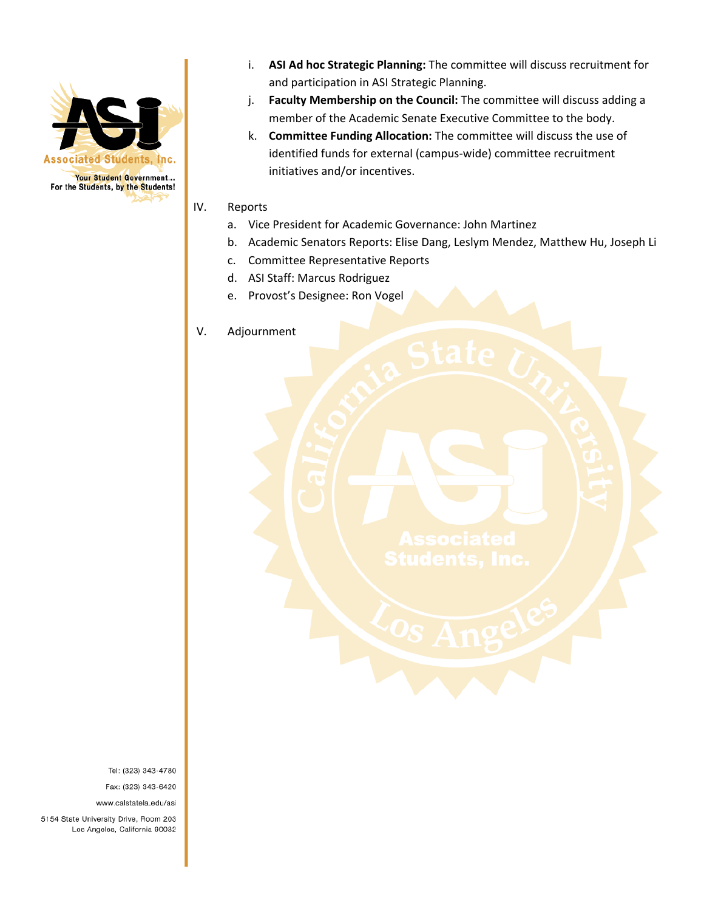i. **ASI Ad hoc Strategic Planning:** The committee will discuss recruitment for and participation in ASI Strategic Planning.

j. **Faculty Membership on the Council:** The committee will discuss adding a member of the Academic Senate Executive Committee to the body.

k. **Committee Funding Allocation:** The committee will discuss the use of identified funds for external (campus-wide) committee recruitment initiatives and/or incentives.

IV. Reports

a. Vice President for Academic Governance: John Martinez

b. Academic Senators Reports: Elise Dang, Leslym Mendez, Matthew Hu, Joseph Li

c. Committee Representative Reports

d. ASI Staff: Marcus Rodriguez

e. Provost's Designee: Ron Vogel

V. Adjournment

Tel: (323) 343-4780

Fax: (323) 343-6420

www.calstatela.edu/asi

5154 State University Drive, Room 203
Los Angeles, California 90032